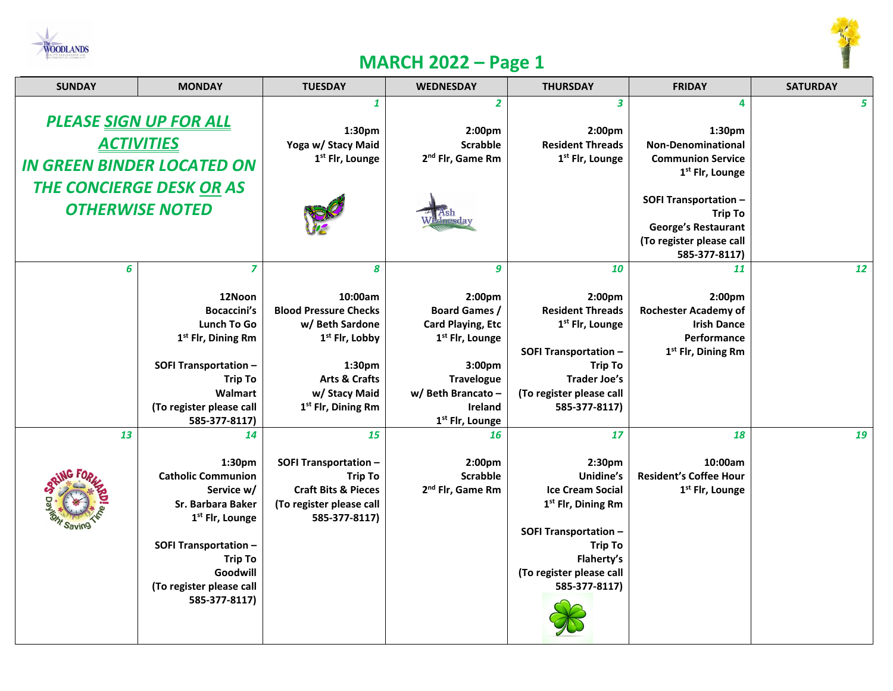# MARCH 2022 – Page 1

| SUNDAY | MONDAY | TUESDAY | WEDNESDAY | THURSDAY | FRIDAY | SATURDAY |
|---|---|---|---|---|---|---|
| ***PLEASE SIGN UP FOR ALL ACTIVITIES IN GREEN BINDER LOCATED ON THE CONCIERGE DESK OR AS OTHERWISE NOTED*** | | **1**<br>**1:30pm**<br>**Yoga w/ Stacy Maid**<br>**1st Flr, Lounge** | **2**<br>**2:00pm**<br>**Scrabble**<br>**2nd Flr, Game Rm**<br>Ash Wednesday | **3**<br>**2:00pm**<br>**Resident Threads**<br>**1st Flr, Lounge** | **4**<br>**1:30pm**<br>**Non-Denominational Communion Service**<br>**1st Flr, Lounge**<br><br>**SOFI Transportation – Trip To George's Restaurant**<br>**(To register please call 585-377-8117)** | **5** |
| **6** | **7**<br>**12Noon**<br>**Bocaccini's Lunch To Go**<br>**1st Flr, Dining Rm**<br><br>**SOFI Transportation – Trip To Walmart**<br>**(To register please call 585-377-8117)** | **8**<br>**10:00am**<br>**Blood Pressure Checks w/ Beth Sardone**<br>**1st Flr, Lobby**<br><br>**1:30pm**<br>**Arts & Crafts w/ Stacy Maid**<br>**1st Flr, Dining Rm** | **9**<br>**2:00pm**<br>**Board Games / Card Playing, Etc**<br>**1st Flr, Lounge**<br><br>**3:00pm**<br>**Travelogue w/ Beth Brancato – Ireland**<br>**1st Flr, Lounge** | **10**<br>**2:00pm**<br>**Resident Threads**<br>**1st Flr, Lounge**<br><br>**SOFI Transportation – Trip To Trader Joe's**<br>**(To register please call 585-377-8117)** | **11**<br>**2:00pm**<br>**Rochester Academy of Irish Dance Performance**<br>**1st Flr, Dining Rm** | **12** |
| **13**<br>Spring Forward! Daylight Saving Time | **14**<br>**1:30pm**<br>**Catholic Communion Service w/ Sr. Barbara Baker**<br>**1st Flr, Lounge**<br><br>**SOFI Transportation – Trip To Goodwill**<br>**(To register please call 585-377-8117)** | **15**<br>**SOFI Transportation – Trip To Craft Bits & Pieces**<br>**(To register please call 585-377-8117)** | **16**<br>**2:00pm**<br>**Scrabble**<br>**2nd Flr, Game Rm** | **17**<br>**2:30pm**<br>**Unidine's Ice Cream Social**<br>**1st Flr, Dining Rm**<br><br>**SOFI Transportation – Trip To Flaherty's**<br>**(To register please call 585-377-8117)** | **18**<br>**10:00am**<br>**Resident's Coffee Hour**<br>**1st Flr, Lounge** | **19** |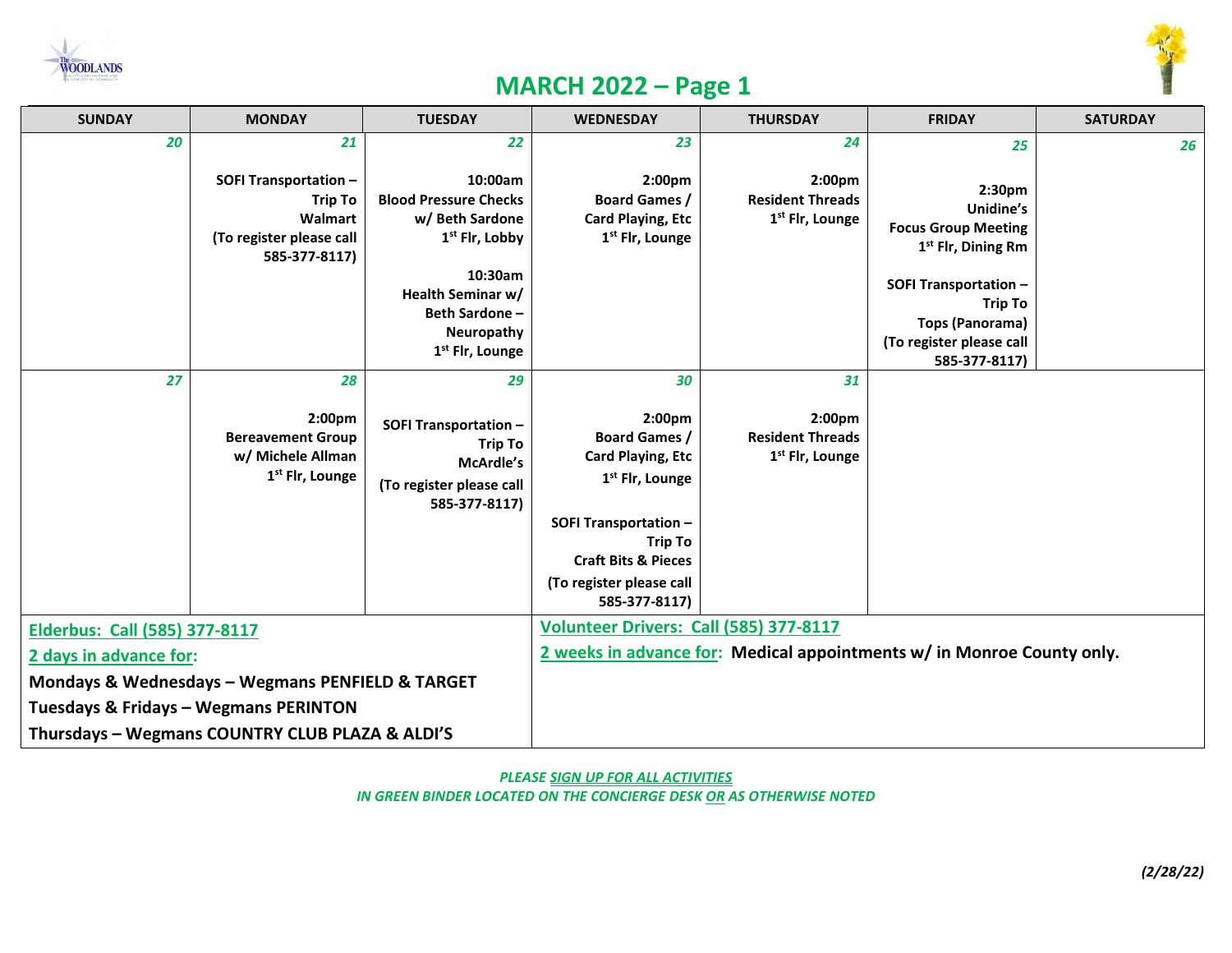# MARCH 2022 – Page 1

| SUNDAY | MONDAY | TUESDAY | WEDNESDAY | THURSDAY | FRIDAY | SATURDAY |
|---|---|---|---|---|---|---|
| 20 | 21<br><br>**SOFI Transportation – Trip To Walmart (To register please call 585-377-8117)** | 22<br><br>**10:00am Blood Pressure Checks w/ Beth Sardone 1st Flr, Lobby**<br><br>**10:30am Health Seminar w/ Beth Sardone – Neuropathy 1st Flr, Lounge** | 23<br><br>**2:00pm Board Games / Card Playing, Etc 1st Flr, Lounge** | 24<br><br>**2:00pm Resident Threads 1st Flr, Lounge** | 25<br><br>**2:30pm Unidine's Focus Group Meeting 1st Flr, Dining Rm**<br><br>**SOFI Transportation – Trip To Tops (Panorama) (To register please call 585-377-8117)** | 26 |
| 27 | 28<br><br>**2:00pm Bereavement Group w/ Michele Allman 1st Flr, Lounge** | 29<br><br>**SOFI Transportation – Trip To McArdle's (To register please call 585-377-8117)** | 30<br><br>**2:00pm Board Games / Card Playing, Etc 1st Flr, Lounge**<br><br>**SOFI Transportation – Trip To Craft Bits & Pieces (To register please call 585-377-8117)** | 31<br><br>**2:00pm Resident Threads 1st Flr, Lounge** | | |

**Elderbus: Call (585) 377-8117**

**2 days in advance for:**

**Mondays & Wednesdays – Wegmans PENFIELD & TARGET**

**Tuesdays & Fridays – Wegmans PERINTON**

**Thursdays – Wegmans COUNTRY CLUB PLAZA & ALDI'S**

**Volunteer Drivers: Call (585) 377-8117**

**2 weeks in advance for: Medical appointments w/ in Monroe County only.**

*PLEASE SIGN UP FOR ALL ACTIVITIES*
*IN GREEN BINDER LOCATED ON THE CONCIERGE DESK OR AS OTHERWISE NOTED*

*(2/28/22)*